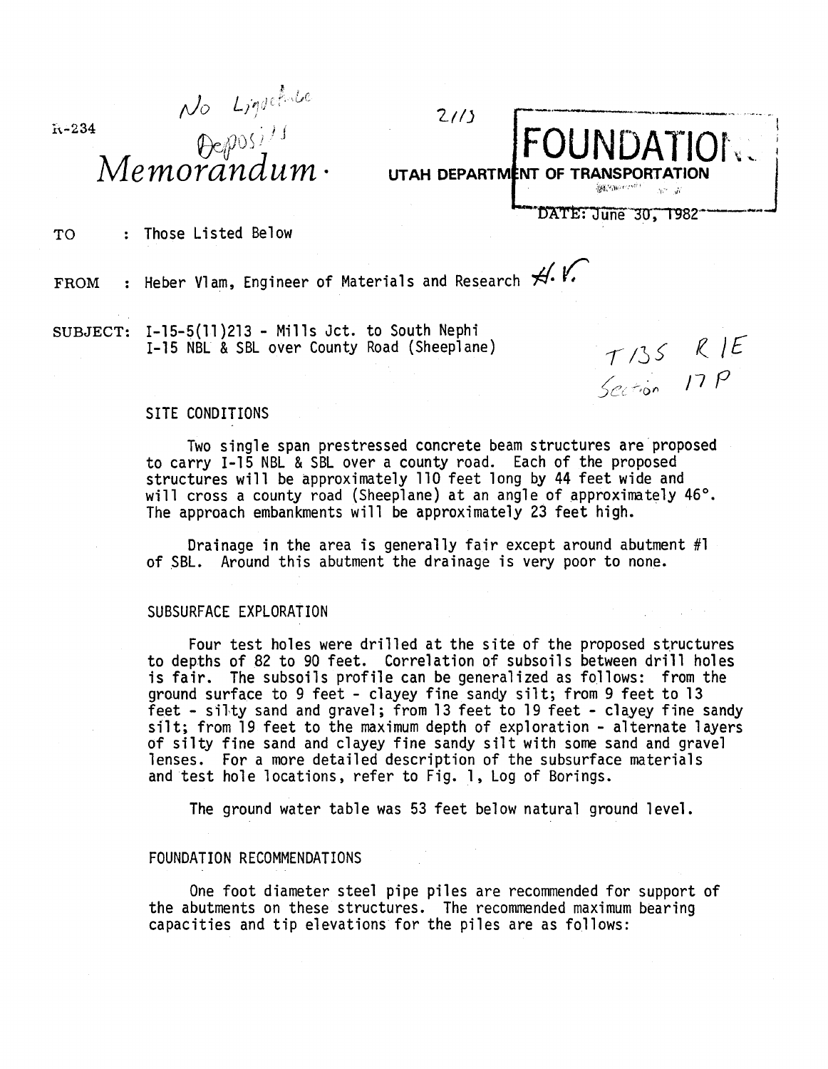R-234

No Liquefiable Deposits

2/13

# Memorandum

**FOUNDATION**

UTAH DEPARTMENT OF TRANSPORTATION

DATE: June 30, 1982

TO : Those Listed Below

FROM : Heber Vlam, Engineer of Materials and Research H.V.

SUBJECT: I-15-5(11)213 - Mills Jct. to South Nephi
I-15 NBL & SBL over County Road (Sheeplane)

T13S R1E
Section 17 P

## SITE CONDITIONS

Two single span prestressed concrete beam structures are proposed to carry I-15 NBL & SBL over a county road. Each of the proposed structures will be approximately 110 feet long by 44 feet wide and will cross a county road (Sheeplane) at an angle of approximately 46°. The approach embankments will be approximately 23 feet high.

Drainage in the area is generally fair except around abutment #1 of SBL. Around this abutment the drainage is very poor to none.

## SUBSURFACE EXPLORATION

Four test holes were drilled at the site of the proposed structures to depths of 82 to 90 feet. Correlation of subsoils between drill holes is fair. The subsoils profile can be generalized as follows: from the ground surface to 9 feet - clayey fine sandy silt; from 9 feet to 13 feet - silty sand and gravel; from 13 feet to 19 feet - clayey fine sandy silt; from 19 feet to the maximum depth of exploration - alternate layers of silty fine sand and clayey fine sandy silt with some sand and gravel lenses. For a more detailed description of the subsurface materials and test hole locations, refer to Fig. 1, Log of Borings.

The ground water table was 53 feet below natural ground level.

## FOUNDATION RECOMMENDATIONS

One foot diameter steel pipe piles are recommended for support of the abutments on these structures. The recommended maximum bearing capacities and tip elevations for the piles are as follows: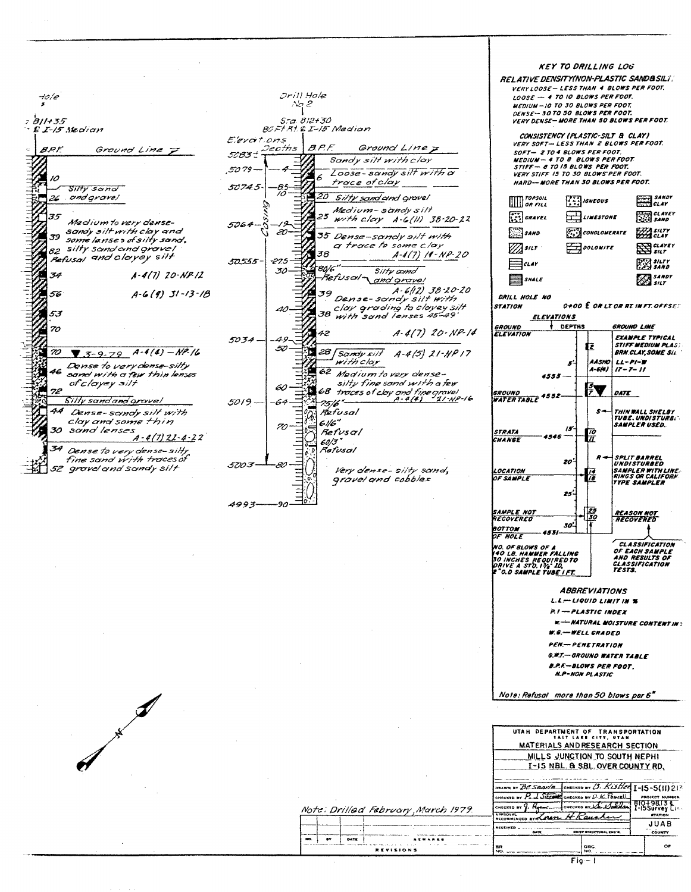## Drill Hole (left, partial)

Sta. 811+35
℄ I-15 Median

| B.P.F. | Description |
|---|---|
| 10 | |
| 26 | Silty sand and gravel |
| 35 | Medium to very dense-sandy silt with clay and |
| 39 | some lenses of silty sand, |
| 82 | silty sand and gravel |
| Refusal | and clayey silt |
| 34 | A-4(7) 20-NP-12 |
| 56 | A-6(9) 31-13-18 |
| 53 | |
| 70 | |
| 70 | ▼ 3-9-79 A-4(4) — NP-16 |
| 46 | Dense to very dense-silty sand with a few thin lenses of clayey silt |
| 72 | Silty sand and gravel |
| 44 | Dense-sandy silt with clay and some thin |
| 30 | sand lenses A-4(7) 22-4-22 |
| 34 | Dense to very dense-silty fine sand with traces of |
| 52 | gravel and sandy silt |

## Drill Hole No 2

Sta. 812+30
80 Ft Rt ℄ I-15 Median

| Elevations | Depths | B.P.F. | Description |
|---|---|---|---|
| 5083± | | | Ground Line — Sandy silt with clay |
| 5079 | 4 | 6 | Loose-sandy silt with a trace of clay |
| 5074.5 | 8.5 | 20 | Silty sand and gravel |
| | 10 | 23 | Medium-sandy silt with clay A-6(11) 38-20-22 |
| 5064 | 19 | 35 | Dense-sandy silt with a trace to some clay |
| | 20 | 38 | A-4(7) 19-NP-20 |
| 5055.5 | 27.5 | 80/6" | Silty sand |
| | 30 | Refusal | and gravel |
| | | 39 | A-6(12) 38-20-20 Dense-sandy silt with clay grading to clayey silt |
| | 40 | 38 | with sand lenses 45'-49' |
| 5034 | 49 | 42 | A-4(7) 20-NP-14 |
| | 50 | 28 | Sandy silt with clay A-4(5) 21-NP 17 |
| | | 62 | Medium to very dense-silty fine sand with a few |
| | 60 | 68 | traces of clay and fine gravel A-4(4) 21-NP-16 |
| 5019 | 64 | 75/6" Refusal | |
| | 70 | 61/6" Refusal | |
| | | 60/3" Refusal | Very dense-silty sand, gravel and cobbles |
| 5003 | 80 | | |
| 4993 | 90 | | |

Casing (to 80 ft)

Note: Drilled February, March 1979

## KEY TO DRILLING LOG

**RELATIVE DENSITY (NON-PLASTIC SAND & SILT)**

- VERY LOOSE — LESS THAN 4 BLOWS PER FOOT.
- LOOSE — 4 TO 10 BLOWS PER FOOT.
- MEDIUM — 10 TO 30 BLOWS PER FOOT.
- DENSE — 30 TO 50 BLOWS PER FOOT.
- VERY DENSE — MORE THAN 50 BLOWS PER FOOT.

**CONSISTENCY (PLASTIC-SILT & CLAY)**

- VERY SOFT — LESS THAN 2 BLOWS PER FOOT.
- SOFT — 2 TO 4 BLOWS PER FOOT.
- MEDIUM — 4 TO 8 BLOWS PER FOOT.
- STIFF — 8 TO 15 BLOWS PER FOOT.
- VERY STIFF 15 TO 30 BLOWS PER FOOT.
- HARD — MORE THAN 30 BLOWS PER FOOT.

Symbols: TOPSOIL OR FILL, GRAVEL, SAND, SILT, CLAY, SHALE, IGNEOUS, LIMESTONE, CONGLOMERATE, DOLOMITE, SANDY CLAY, CLAYEY SAND, SILTY CLAY, CLAYEY SILT, SILTY SAND, SANDY SILT

DRILL HOLE NO
STATION 0+00 ℄ OR LT OR RT IN FT. OFFSET

ELEVATIONS / DEPTHS / GROUND LINE

- GROUND ELEVATION
- EXAMPLE TYPICAL STIFF MEDIUM PLASTIC BRN. CLAY, SOME SILT — AASHO A-6(4) LL-PI-W 17-7-11
- 4553, 4552 — GROUND WATER TABLE (DATE)
- S — THIN WALL SHELBY TUBE. UNDISTURBED SAMPLER USED.
- 4546 — STRATA CHANGE
- R — SPLIT BARREL UNDISTURBED SAMPLER WITH LINER RINGS OR CALIFORNIA TYPE SAMPLER
- LOCATION OF SAMPLE
- SAMPLE NOT RECOVERED — REASON NOT RECOVERED
- 4531 — BOTTOM OF HOLE
- NO. OF BLOWS OF A 140 LB. HAMMER FALLING 30 INCHES REQUIRED TO DRIVE A STD. 1 3/8" ID, 2" O.D SAMPLE TUBE 1 FT.
- CLASSIFICATION OF EACH SAMPLE AND RESULTS OF CLASSIFICATION TESTS.

**ABBREVIATIONS**

- L.L. — LIQUID LIMIT IN %
- P.I — PLASTIC INDEX
- W — NATURAL MOISTURE CONTENT IN %
- W.G. — WELL GRADED
- PEN. — PENETRATION
- G.W.T. — GROUND WATER TABLE
- B.P.F. — BLOWS PER FOOT.
- N.P — NON PLASTIC

Note: Refusal more than 50 blows per 6"

UTAH DEPARTMENT OF TRANSPORTATION
SALT LAKE CITY, UTAH
MATERIALS AND RESEARCH SECTION
MILLS JUNCTION TO SOUTH NEPHI
I-15 NBL. & SBL. OVER COUNTY RD.

Drawn by B.C. Searle — Checked by B. Kistler
Checked by P. J. Sizzle — Checked by D. K. Powell
Project Number I-15-5(11)2??
Station 810+98.13 ℄ I-15 Survey Line
JUAB County

Fig - 1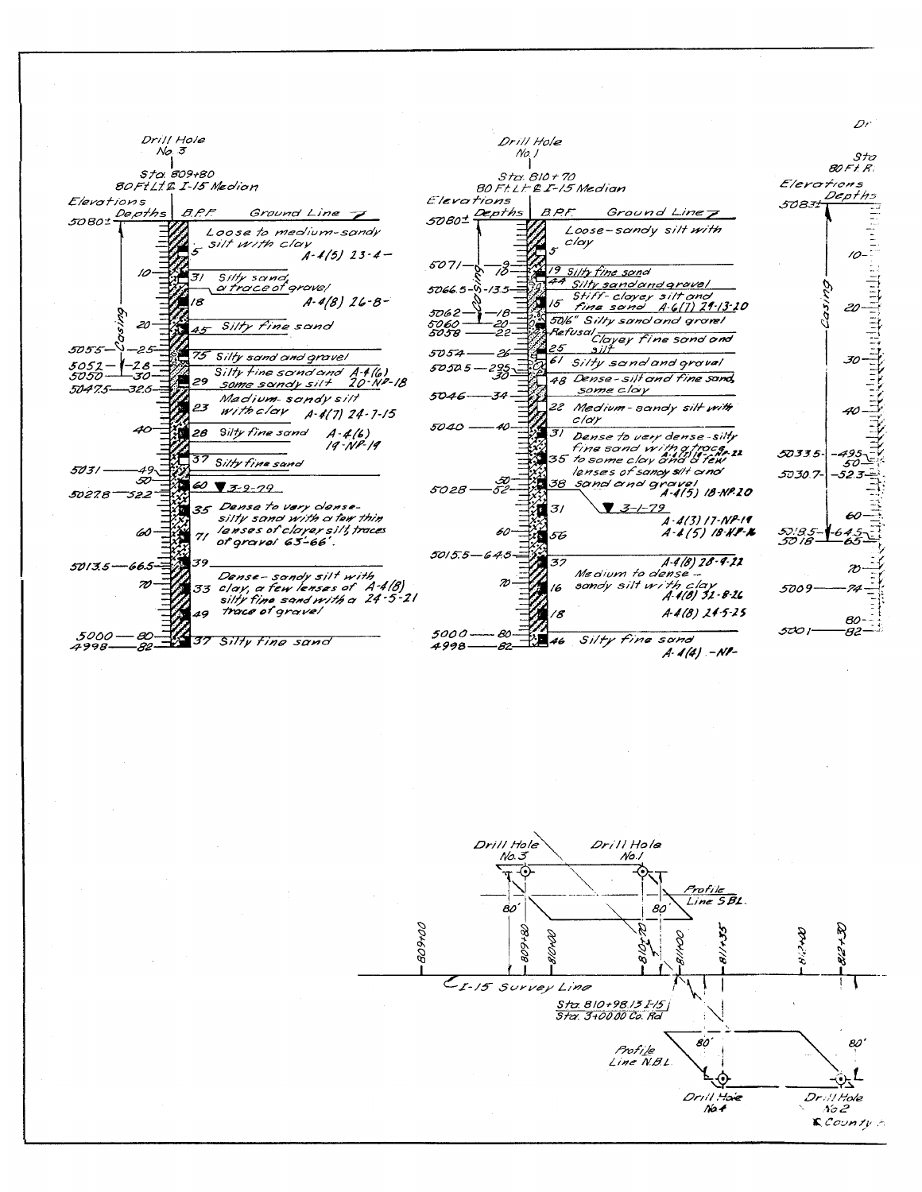Drill Hole No. 3

Sta. 809+80

80 Ft Lt ℄ I-15 Median

Elevations

Depths B.P.F. Ground Line

5080±

Loose to medium-sandy silt with clay A-4(5) 23-4-

5

10

31 Silty sand, a trace of gravel

18 A-4(8) 26-8-

20

45 Silty fine sand

Casing

5055 — 25

75 Silty sand and gravel

5052 — 28

5050 — 30

29 Silty fine sand and some sandy silt A-4(6) 20-NP-18

5047.5 — 32.5

23 Medium-sandy silt with clay A-4(7) 24-7-15

40

28 Silty fine sand A-4(6) 19-NP-19

37 Silty fine sand

5031 — 49

50

60 ▼ 3-9-79

5027.8 — 52.2

35 Dense to very dense-silty sand with a few thin lenses of clayey silt, traces of gravel 63'-66'.

60

71

5013.5 — 66.5

39

70

33 Dense-sandy silt with clay, a few lenses of silty fine sand with a trace of gravel A-4(8) 24-5-21

49

5000 — 80

4998 — 82

37 Silty fine sand

Drill Hole No. 1

Sta. 810+70

80 Ft Lt ℄ I-15 Median

Elevations

Depths B.P.F. Ground Line

5080±

Loose-sandy silt with clay

5

5071 — 9

10

19 Silty fine sand

5066.5 — 13.5

44 Silty sand and gravel

Casing

15 Stiff-clayey silt and fine sand A-6(7) 29-13-20

5062 — 18

5060 — 20

5058 — 22

50/6" Silty sand and gravel Refusal

Clayey fine sand and silt

25

5054 — 26

61 Silty sand and gravel

5050.5 — 29.5

30

48 Dense-silt and fine sand, some clay

5046 — 34

22 Medium-sandy silt with clay

5040 — 40

31 Dense to very dense-silty fine sand with a trace to some clay and a few lenses of sandy silt and sand and gravel A-4(1) 18-NP-22

35

50

38 A-4(5) 18-NP-20

5028 — 52

▼ 3-1-79

31 A-4(3) 17-NP-19

60

56 A-4(5) 18-NP-16

5015.5 — 64.5

37 A-4(8) 28-9-22

70

16 Medium to dense-sandy silt with clay A-4(8) 32-8-26

18 A-4(8) 24-5-25

5000 — 80

4998 — 82

46 Silty fine sand A-4(4) -NP-

Dr

Sta

80 Ft R.

Elevations

Depths

5083±

10

Casing

20

30

40

5033.5 — 49.5

50

5030.7 — 52.3

60

5018.5 — 64.5

5018 — 65

70

5009 — 74

80

5001 — 82

Drill Hole No. 3

Drill Hole No. 1

80'

80'

Profile Line S.B.L.

809+00

809+80

810+00

810+70

811+00

811+35

812+00

812+30

℄ I-15 Survey Line

Sta. 810+98.13 I-15

Sta. 3+00.00 Co. Rd.

80'

80'

Profile Line N.B.L.

Drill Hole No. 4

Drill Hole No. 2

℄ County R